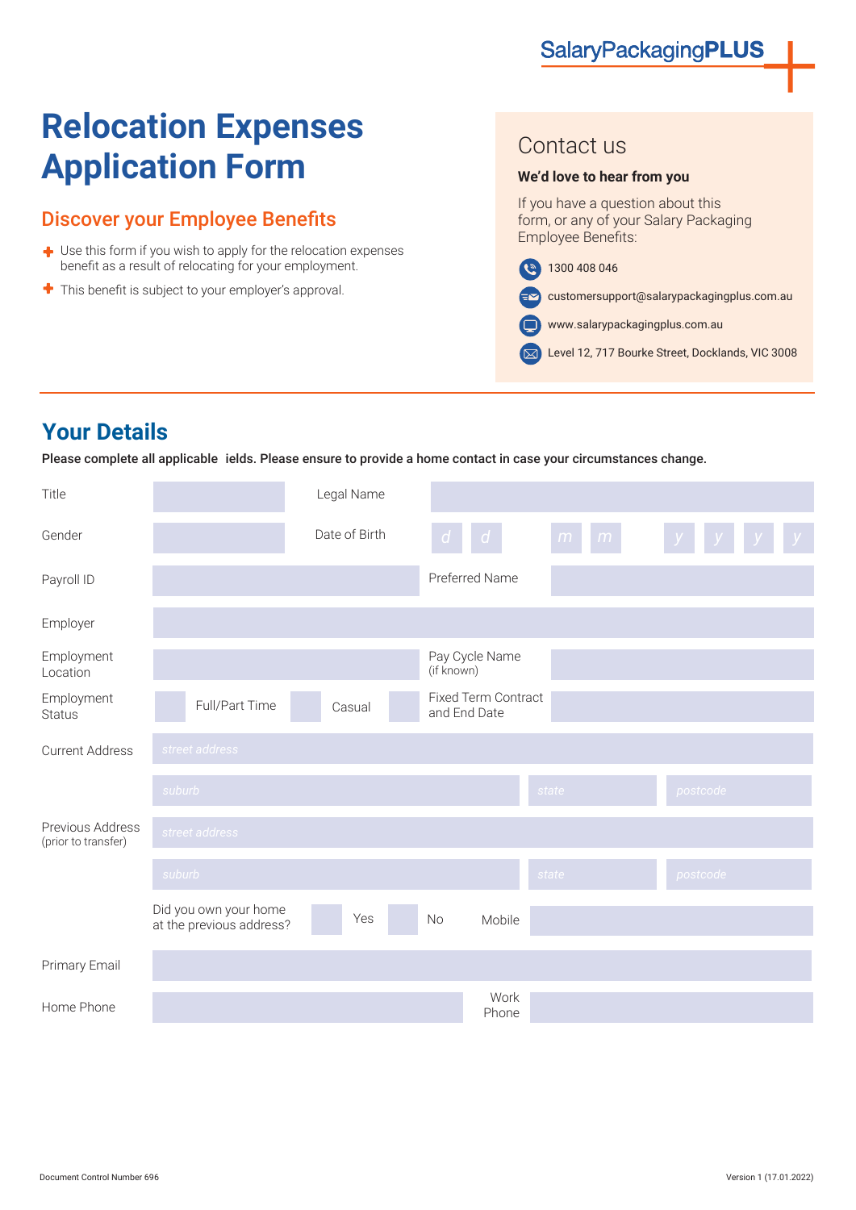SalaryPackagingPLUS

# Relocation Expenses Application Form

## Discover your Employee Benefits

- Use this form if you wish to apply for the relocation expenses benefit as a result of relocating for your employment.
- This benefit is subject to your employer's approval.

## Contact us

**We'd love to hear from you**

If you have a question about this form, or any of your Salary Packaging Employee Benefits:

- 1300 408 046
- customersupport@salarypackagingplus.com.au
- www.salarypackagingplus.com.au
- Level 12, 717 Bourke Street, Docklands, VIC 3008

## Your Details

**Please complete all applicable ields. Please ensure to provide a home contact in case your circumstances change.**

| | | | |
|---|---|---|---|
| Title | | Legal Name | |
| Gender | | Date of Birth | d d / m m / y y y y |
| Payroll ID | | Preferred Name | |
| Employer | | | |
| Employment Location | | Pay Cycle Name (if known) | |
| Employment Status | ☐ Full/Part Time ☐ Casual ☐ | Fixed Term Contract and End Date | |
| Current Address | street address | | |
| | suburb | state | postcode |
| Previous Address (prior to transfer) | street address | | |
| | suburb | state | postcode |
| | Did you own your home at the previous address? ☐ Yes ☐ No | Mobile | |
| Primary Email | | | |
| Home Phone | | Work Phone | |

Document Control Number 696

Version 1 (17.01.2022)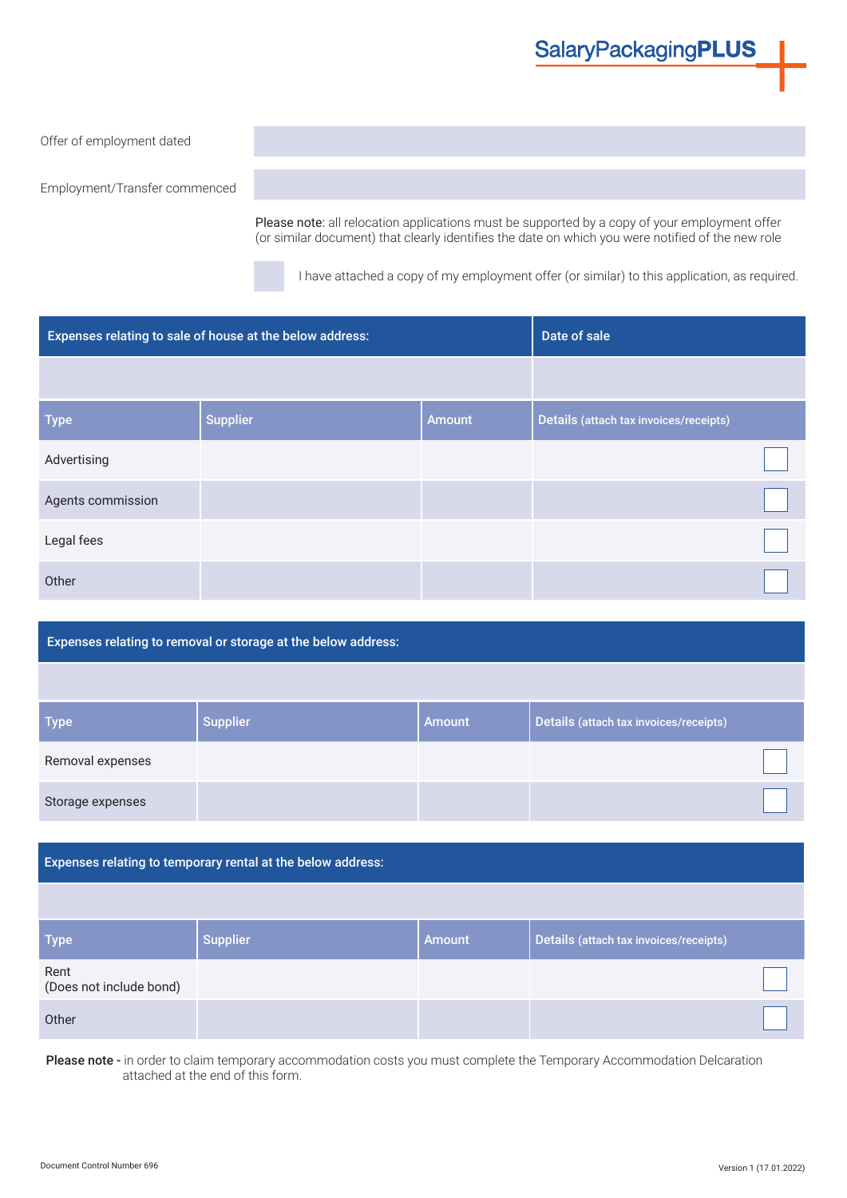Offer of employment dated

Employment/Transfer commenced

Please note: all relocation applications must be supported by a copy of your employment offer (or similar document) that clearly identifies the date on which you were notified of the new role

☐ I have attached a copy of my employment offer (or similar) to this application, as required.

| Expenses relating to sale of house at the below address: | | | Date of sale |
|---|---|---|---|
| | | | |
| **Type** | **Supplier** | **Amount** | **Details** (attach tax invoices/receipts) |
| Advertising | | | ☐ |
| Agents commission | | | ☐ |
| Legal fees | | | ☐ |
| Other | | | ☐ |

| Expenses relating to removal or storage at the below address: | | | |
|---|---|---|---|
| | | | |
| **Type** | **Supplier** | **Amount** | **Details** (attach tax invoices/receipts) |
| Removal expenses | | | ☐ |
| Storage expenses | | | ☐ |

| Expenses relating to temporary rental at the below address: | | | |
|---|---|---|---|
| | | | |
| **Type** | **Supplier** | **Amount** | **Details** (attach tax invoices/receipts) |
| Rent (Does not include bond) | | | ☐ |
| Other | | | ☐ |

**Please note -** in order to claim temporary accommodation costs you must complete the Temporary Accommodation Delcaration attached at the end of this form.

Document Control Number 696

Version 1 (17.01.2022)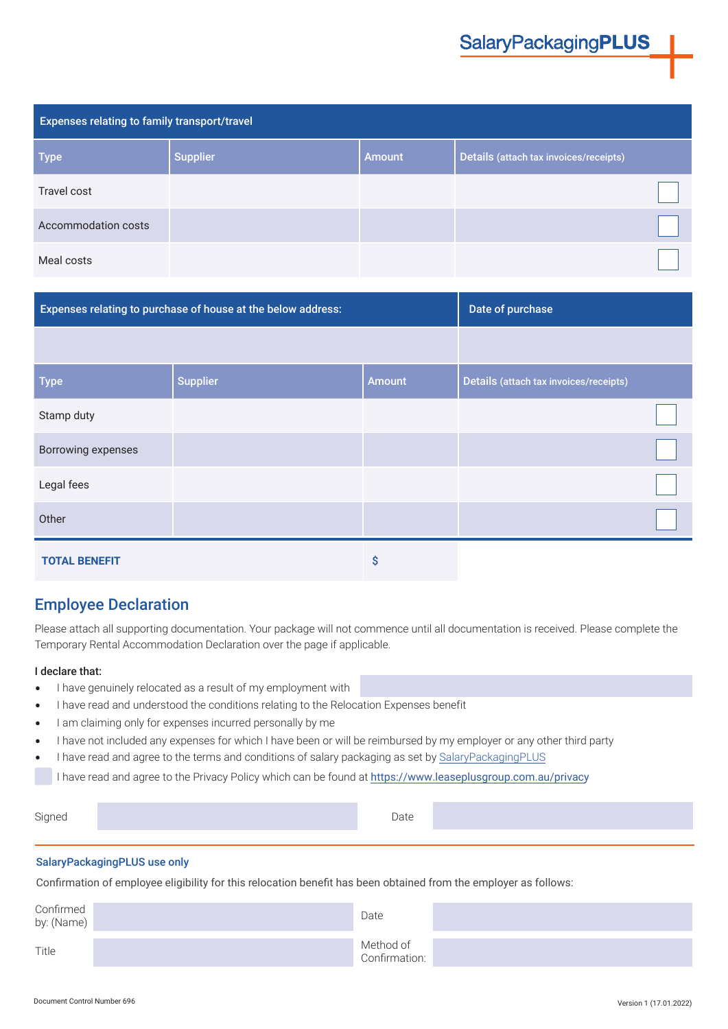SalaryPackagingPLUS

| Expenses relating to family transport/travel | | | |
|---|---|---|---|
| **Type** | **Supplier** | **Amount** | **Details** (attach tax invoices/receipts) |
| Travel cost | | | ☐ |
| Accommodation costs | | | ☐ |
| Meal costs | | | ☐ |

| Expenses relating to purchase of house at the below address: | | | Date of purchase |
|---|---|---|---|
| | | | |
| **Type** | **Supplier** | **Amount** | **Details** (attach tax invoices/receipts) |
| Stamp duty | | | ☐ |
| Borrowing expenses | | | ☐ |
| Legal fees | | | ☐ |
| Other | | | ☐ |
| **TOTAL BENEFIT** | | $ | |

## Employee Declaration

Please attach all supporting documentation. Your package will not commence until all documentation is received. Please complete the Temporary Rental Accommodation Declaration over the page if applicable.

**I declare that:**

- I have genuinely relocated as a result of my employment with
- I have read and understood the conditions relating to the Relocation Expenses benefit
- I am claiming only for expenses incurred personally by me
- I have not included any expenses for which I have been or will be reimbursed by my employer or any other third party
- I have read and agree to the terms and conditions of salary packaging as set by SalaryPackagingPLUS

☐ I have read and agree to the Privacy Policy which can be found at https://www.leaseplusgroup.com.au/privacy

| Signed | | Date | |
|---|---|---|---|

### SalaryPackagingPLUS use only

Confirmation of employee eligibility for this relocation benefit has been obtained from the employer as follows:

| Confirmed by: (Name) | | Date | |
|---|---|---|---|
| Title | | Method of Confirmation: | |

Document Control Number 696

Version 1 (17.01.2022)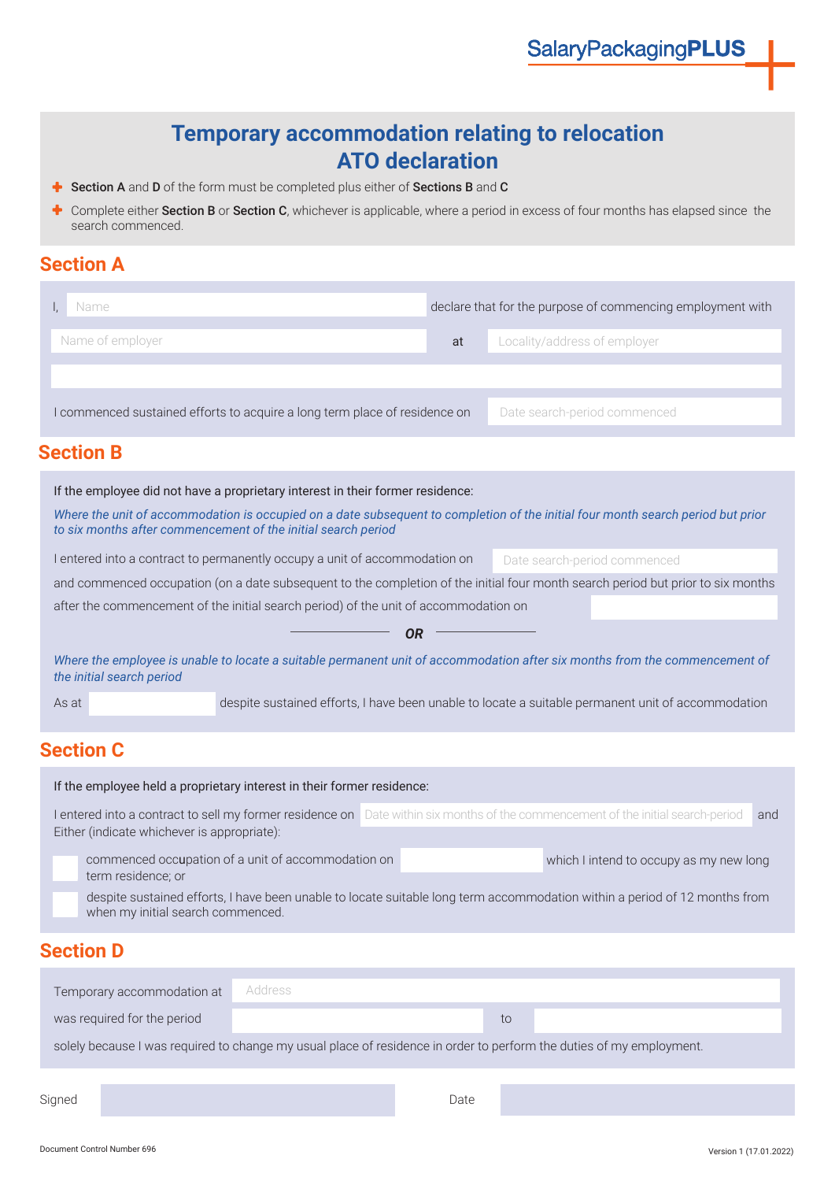SalaryPackagingPLUS

# Temporary accommodation relating to relocation ATO declaration

- **Section A** and **D** of the form must be completed plus either of **Sections B** and **C**
- Complete either **Section B** or **Section C**, whichever is applicable, where a period in excess of four months has elapsed since the search commenced.

## Section A

I, Name declare that for the purpose of commencing employment with

Name of employer at Locality/address of employer

I commenced sustained efforts to acquire a long term place of residence on Date search-period commenced

## Section B

If the employee did not have a proprietary interest in their former residence:

*Where the unit of accommodation is occupied on a date subsequent to completion of the initial four month search period but prior to six months after commencement of the initial search period*

I entered into a contract to permanently occupy a unit of accommodation on Date search-period commenced

and commenced occupation (on a date subsequent to the completion of the initial four month search period but prior to six months after the commencement of the initial search period) of the unit of accommodation on

***OR***

*Where the employee is unable to locate a suitable permanent unit of accommodation after six months from the commencement of the initial search period*

As at ________ despite sustained efforts, I have been unable to locate a suitable permanent unit of accommodation

## Section C

If the employee held a proprietary interest in their former residence:

I entered into a contract to sell my former residence on Date within six months of the commencement of the initial search-period and Either (indicate whichever is appropriate):

- ☐ commenced occupation of a unit of accommodation on ________ which I intend to occupy as my new long term residence; or
- ☐ despite sustained efforts, I have been unable to locate suitable long term accommodation within a period of 12 months from when my initial search commenced.

## Section D

Temporary accommodation at Address

was required for the period ________ to ________

solely because I was required to change my usual place of residence in order to perform the duties of my employment.

Signed ________ Date ________

Document Control Number 696

Version 1 (17.01.2022)